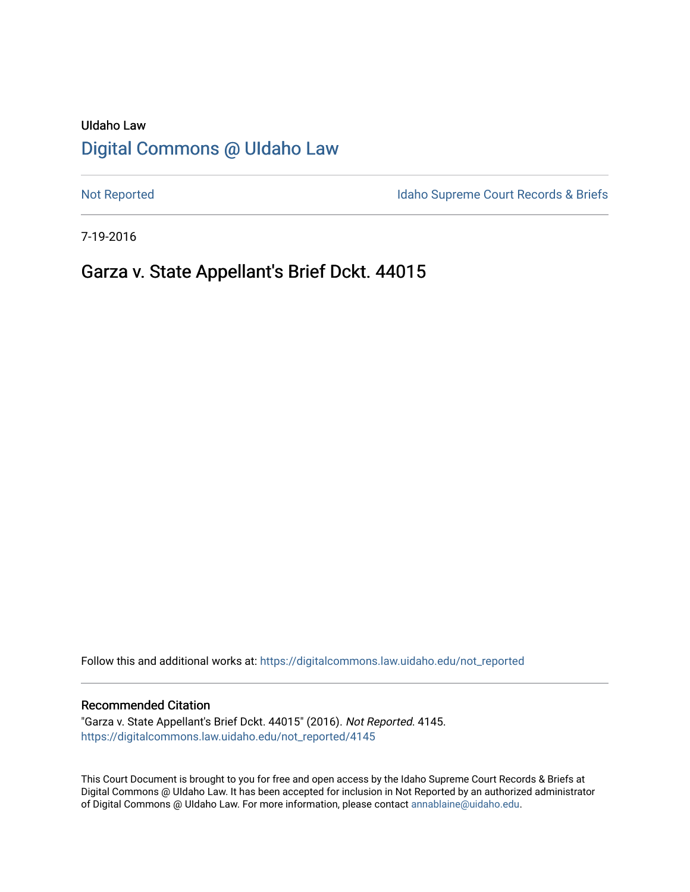UIdaho Law

# [Digital Commons @ UIdaho Law](https://digitalcommons.law.uidaho.edu/)

[Not Reported](https://digitalcommons.law.uidaho.edu/not_reported) [Idaho Supreme Court Records & Briefs](https://digitalcommons.law.uidaho.edu/idaho_supreme_court_record_briefs)

7-19-2016

## Garza v. State Appellant's Brief Dckt. 44015

Follow this and additional works at: [https://digitalcommons.law.uidaho.edu/not_reported](https://digitalcommons.law.uidaho.edu/not_reported)

### Recommended Citation

"Garza v. State Appellant's Brief Dckt. 44015" (2016). *Not Reported*. 4145.
[https://digitalcommons.law.uidaho.edu/not_reported/4145](https://digitalcommons.law.uidaho.edu/not_reported/4145)

This Court Document is brought to you for free and open access by the Idaho Supreme Court Records & Briefs at Digital Commons @ UIdaho Law. It has been accepted for inclusion in Not Reported by an authorized administrator of Digital Commons @ UIdaho Law. For more information, please contact [annablaine@uidaho.edu](mailto:annablaine@uidaho.edu).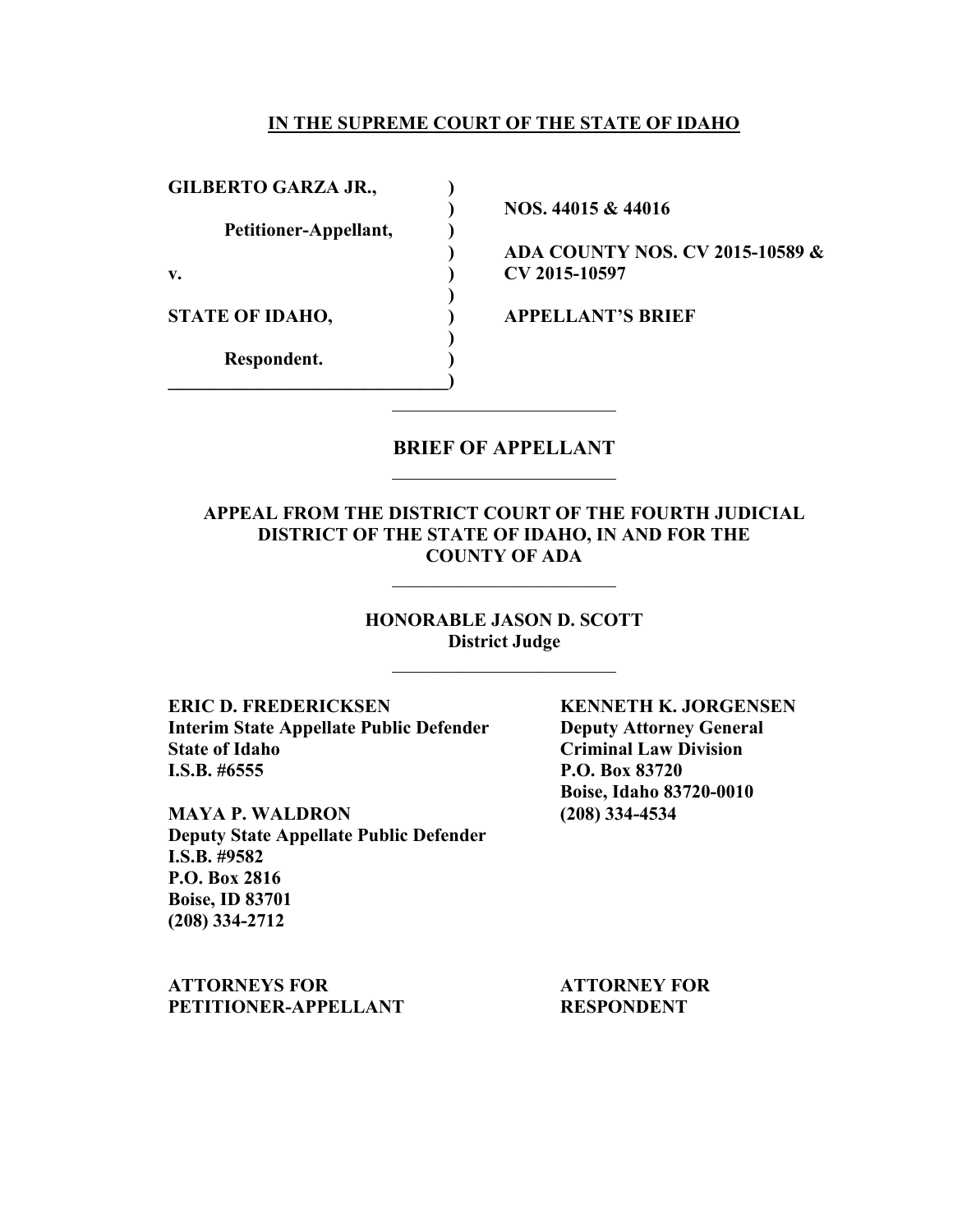**IN THE SUPREME COURT OF THE STATE OF IDAHO**

| | | |
|---|---|---|
| **GILBERTO GARZA JR.,** | ) | |
| | ) | **NOS. 44015 & 44016** |
| **Petitioner-Appellant,** | ) | |
| | ) | **ADA COUNTY NOS. CV 2015-10589 &** |
| **v.** | ) | **CV 2015-10597** |
| | ) | |
| **STATE OF IDAHO,** | ) | **APPELLANT'S BRIEF** |
| | ) | |
| **Respondent.** | ) | |

## BRIEF OF APPELLANT

**APPEAL FROM THE DISTRICT COURT OF THE FOURTH JUDICIAL DISTRICT OF THE STATE OF IDAHO, IN AND FOR THE COUNTY OF ADA**

**HONORABLE JASON D. SCOTT**
**District Judge**

**ERIC D. FREDERICKSEN**
**Interim State Appellate Public Defender**
**State of Idaho**
**I.S.B. #6555**

**MAYA P. WALDRON**
**Deputy State Appellate Public Defender**
**I.S.B. #9582**
**P.O. Box 2816**
**Boise, ID 83701**
**(208) 334-2712**

**ATTORNEYS FOR PETITIONER-APPELLANT**

**KENNETH K. JORGENSEN**
**Deputy Attorney General**
**Criminal Law Division**
**P.O. Box 83720**
**Boise, Idaho 83720-0010**
**(208) 334-4534**

**ATTORNEY FOR RESPONDENT**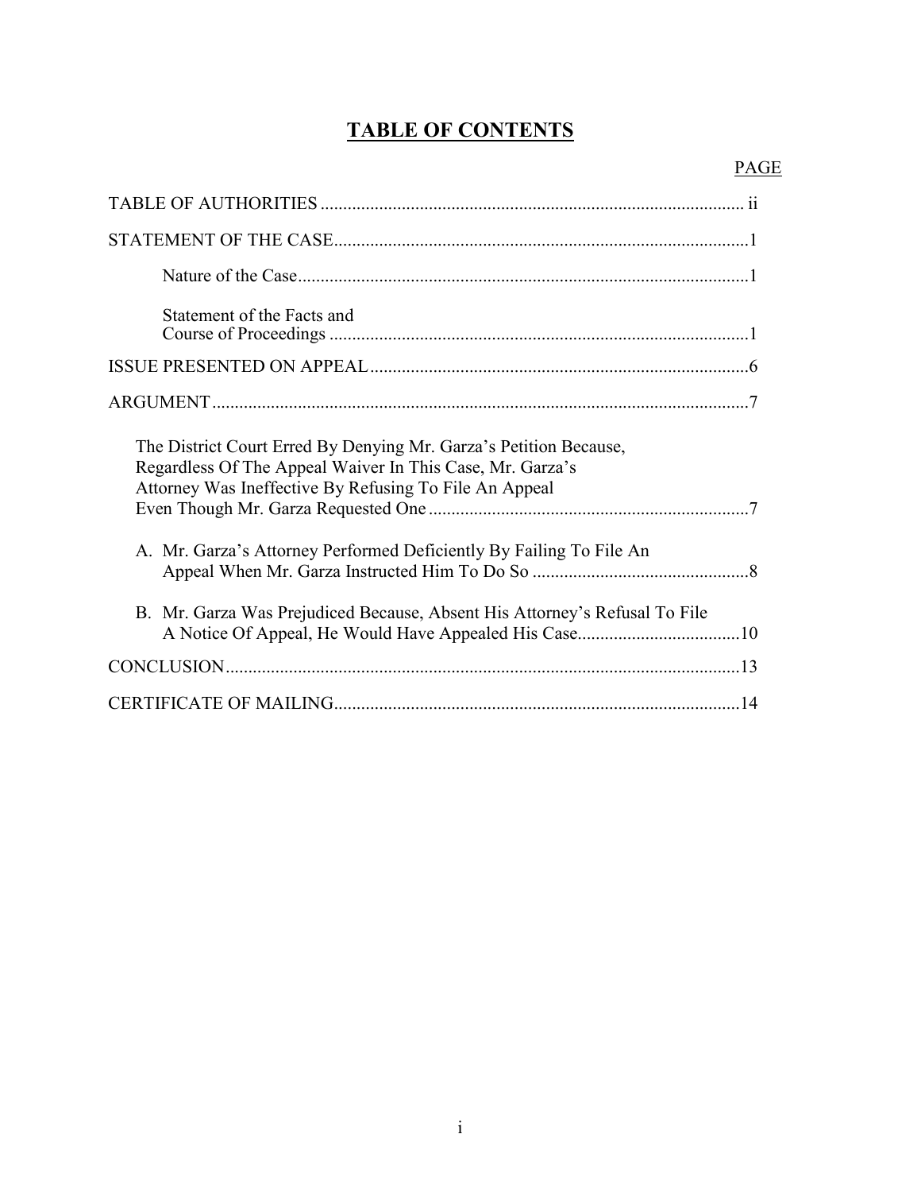# TABLE OF CONTENTS

| | PAGE |
|---|---|
| TABLE OF AUTHORITIES | ii |
| STATEMENT OF THE CASE | 1 |
| Nature of the Case | 1 |
| Statement of the Facts and Course of Proceedings | 1 |
| ISSUE PRESENTED ON APPEAL | 6 |
| ARGUMENT | 7 |
| The District Court Erred By Denying Mr. Garza's Petition Because, Regardless Of The Appeal Waiver In This Case, Mr. Garza's Attorney Was Ineffective By Refusing To File An Appeal Even Though Mr. Garza Requested One | 7 |
| A. Mr. Garza's Attorney Performed Deficiently By Failing To File An Appeal When Mr. Garza Instructed Him To Do So | 8 |
| B. Mr. Garza Was Prejudiced Because, Absent His Attorney's Refusal To File A Notice Of Appeal, He Would Have Appealed His Case | 10 |
| CONCLUSION | 13 |
| CERTIFICATE OF MAILING | 14 |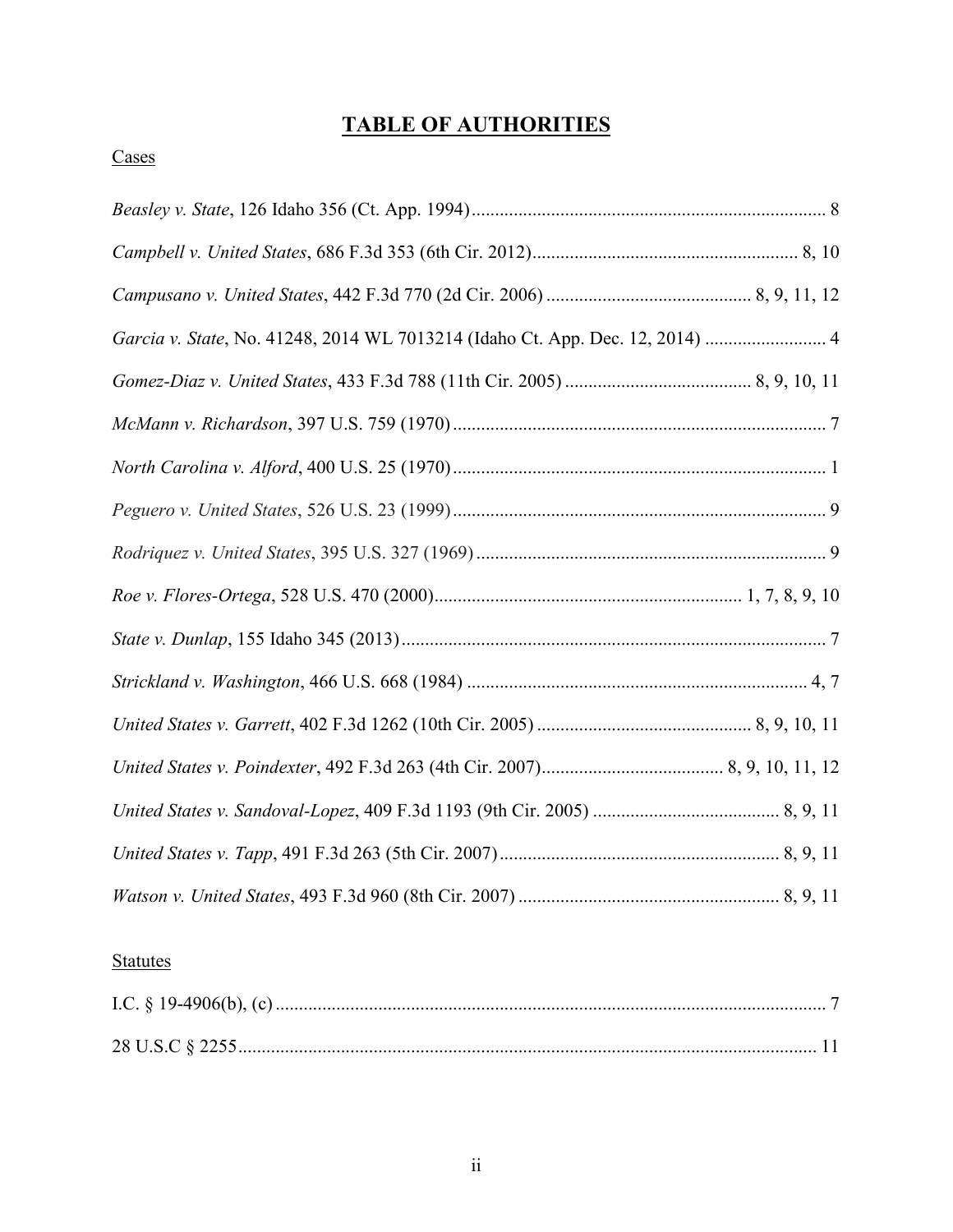# TABLE OF AUTHORITIES

Cases

*Beasley v. State*, 126 Idaho 356 (Ct. App. 1994) ........................................................................... 8

*Campbell v. United States*, 686 F.3d 353 (6th Cir. 2012) ........................................................ 8, 10

*Campusano v. United States*, 442 F.3d 770 (2d Cir. 2006) ........................................... 8, 9, 11, 12

*Garcia v. State*, No. 41248, 2014 WL 7013214 (Idaho Ct. App. Dec. 12, 2014) .......................... 4

*Gomez-Diaz v. United States*, 433 F.3d 788 (11th Cir. 2005) ....................................... 8, 9, 10, 11

*McMann v. Richardson*, 397 U.S. 759 (1970) ............................................................................... 7

*North Carolina v. Alford*, 400 U.S. 25 (1970) ............................................................................... 1

*Peguero v. United States*, 526 U.S. 23 (1999) ............................................................................... 9

*Rodriquez v. United States*, 395 U.S. 327 (1969) .......................................................................... 9

*Roe v. Flores-Ortega*, 528 U.S. 470 (2000) ................................................................ 1, 7, 8, 9, 10

*State v. Dunlap*, 155 Idaho 345 (2013) .......................................................................................... 7

*Strickland v. Washington*, 466 U.S. 668 (1984) ........................................................................ 4, 7

*United States v. Garrett*, 402 F.3d 1262 (10th Cir. 2005) ............................................ 8, 9, 10, 11

*United States v. Poindexter*, 492 F.3d 263 (4th Cir. 2007) ...................................... 8, 9, 10, 11, 12

*United States v. Sandoval-Lopez*, 409 F.3d 1193 (9th Cir. 2005) ....................................... 8, 9, 11

*United States v. Tapp*, 491 F.3d 263 (5th Cir. 2007) ........................................................... 8, 9, 11

*Watson v. United States*, 493 F.3d 960 (8th Cir. 2007) ....................................................... 8, 9, 11

Statutes

I.C. § 19-4906(b), (c) ...................................................................................................................... 7

28 U.S.C § 2255 ........................................................................................................................... 11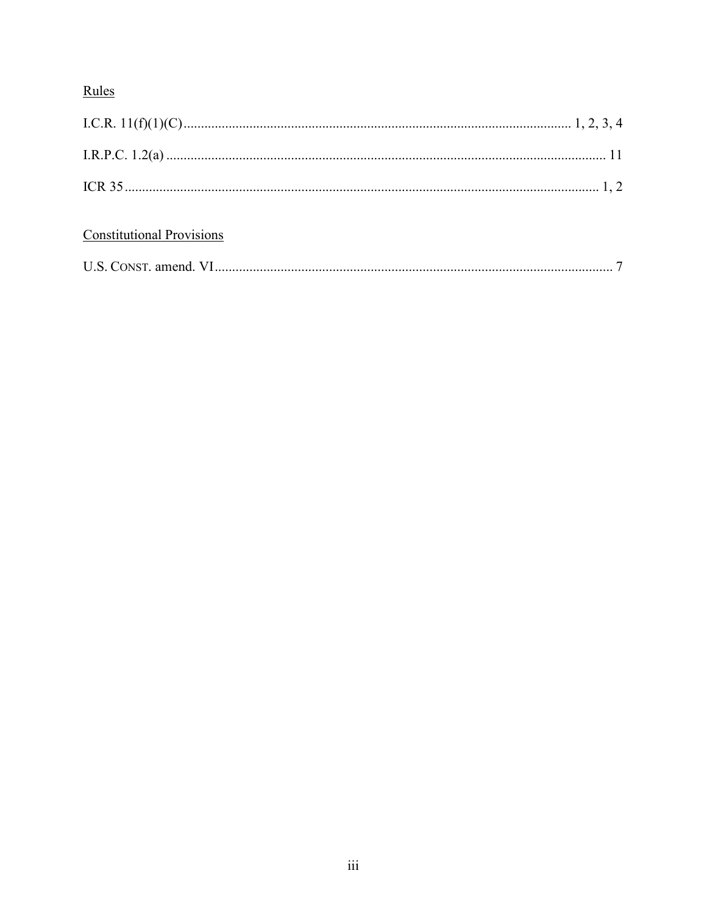Rules

I.C.R. 11(f)(1)(C) .......... 1, 2, 3, 4

I.R.P.C. 1.2(a) .......... 11

ICR 35 .......... 1, 2

Constitutional Provisions

U.S. CONST. amend. VI .......... 7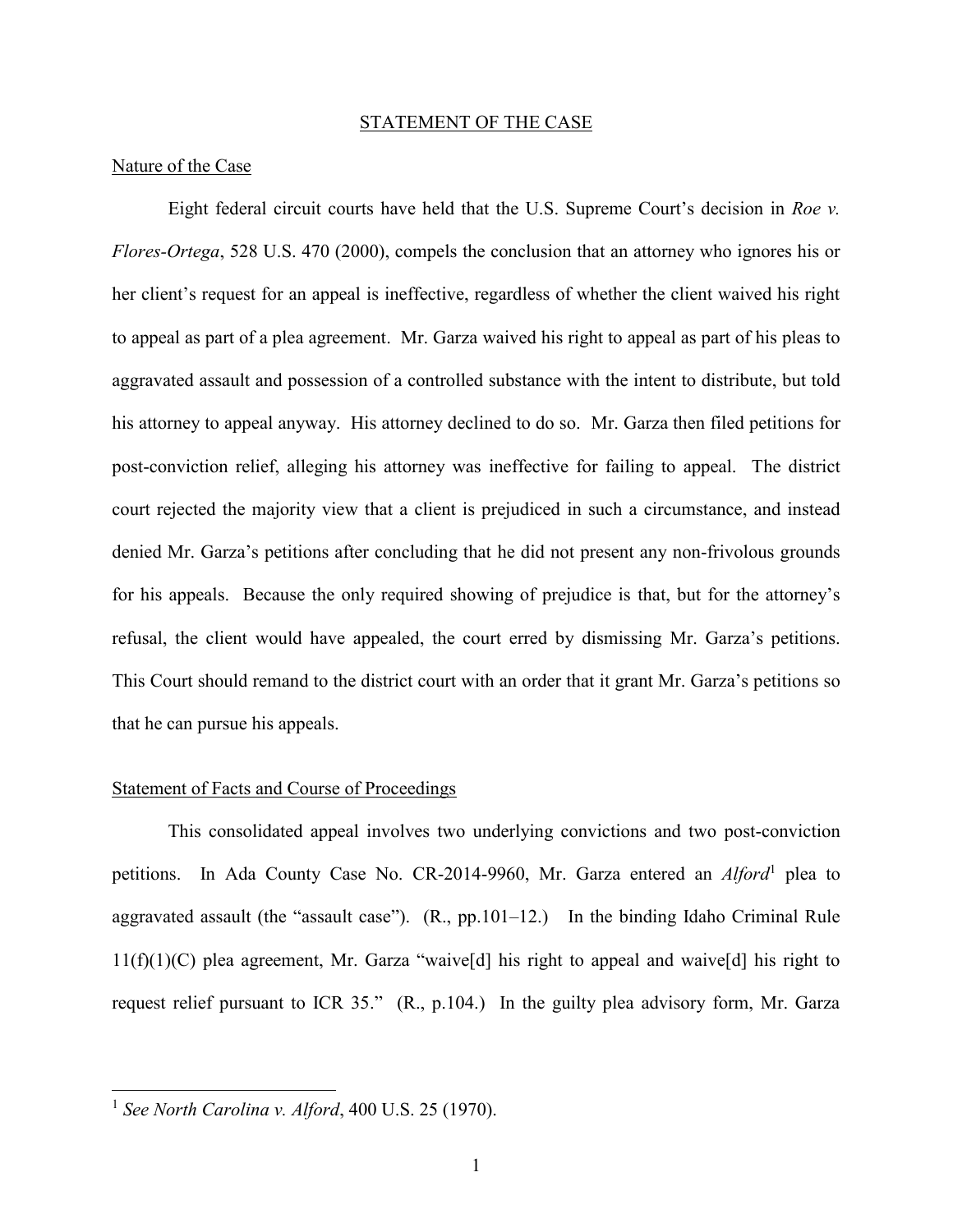## STATEMENT OF THE CASE

### Nature of the Case

Eight federal circuit courts have held that the U.S. Supreme Court's decision in *Roe v. Flores-Ortega*, 528 U.S. 470 (2000), compels the conclusion that an attorney who ignores his or her client's request for an appeal is ineffective, regardless of whether the client waived his right to appeal as part of a plea agreement. Mr. Garza waived his right to appeal as part of his pleas to aggravated assault and possession of a controlled substance with the intent to distribute, but told his attorney to appeal anyway. His attorney declined to do so. Mr. Garza then filed petitions for post-conviction relief, alleging his attorney was ineffective for failing to appeal. The district court rejected the majority view that a client is prejudiced in such a circumstance, and instead denied Mr. Garza's petitions after concluding that he did not present any non-frivolous grounds for his appeals. Because the only required showing of prejudice is that, but for the attorney's refusal, the client would have appealed, the court erred by dismissing Mr. Garza's petitions. This Court should remand to the district court with an order that it grant Mr. Garza's petitions so that he can pursue his appeals.

### Statement of Facts and Course of Proceedings

This consolidated appeal involves two underlying convictions and two post-conviction petitions. In Ada County Case No. CR-2014-9960, Mr. Garza entered an *Alford*[1] plea to aggravated assault (the "assault case"). (R., pp.101–12.) In the binding Idaho Criminal Rule 11(f)(1)(C) plea agreement, Mr. Garza "waive[d] his right to appeal and waive[d] his right to request relief pursuant to ICR 35." (R., p.104.) In the guilty plea advisory form, Mr. Garza

[1] *See North Carolina v. Alford*, 400 U.S. 25 (1970).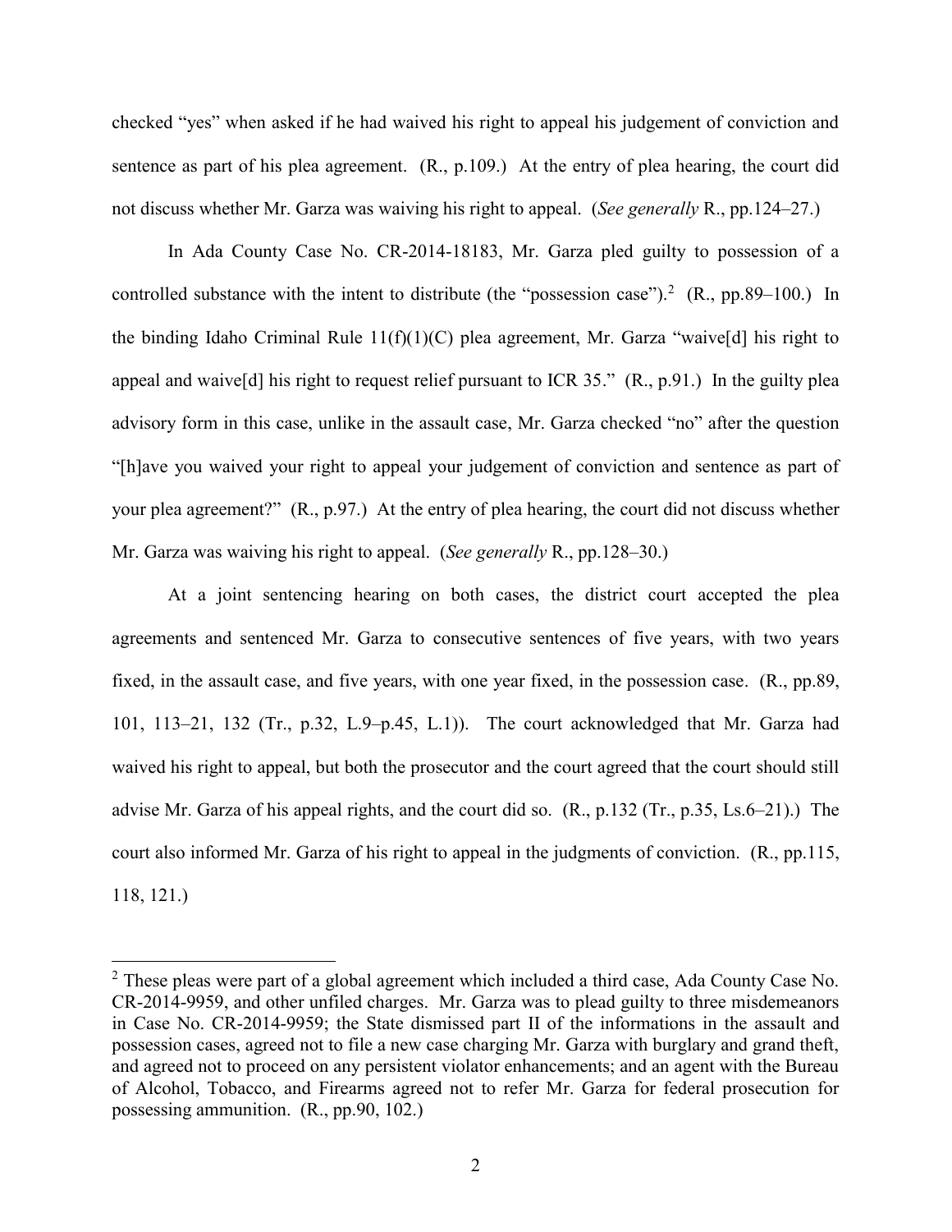checked "yes" when asked if he had waived his right to appeal his judgement of conviction and sentence as part of his plea agreement. (R., p.109.) At the entry of plea hearing, the court did not discuss whether Mr. Garza was waiving his right to appeal. (*See generally* R., pp.124–27.)

In Ada County Case No. CR-2014-18183, Mr. Garza pled guilty to possession of a controlled substance with the intent to distribute (the "possession case").[2] (R., pp.89–100.) In the binding Idaho Criminal Rule 11(f)(1)(C) plea agreement, Mr. Garza "waive[d] his right to appeal and waive[d] his right to request relief pursuant to ICR 35." (R., p.91.) In the guilty plea advisory form in this case, unlike in the assault case, Mr. Garza checked "no" after the question "[h]ave you waived your right to appeal your judgement of conviction and sentence as part of your plea agreement?" (R., p.97.) At the entry of plea hearing, the court did not discuss whether Mr. Garza was waiving his right to appeal. (*See generally* R., pp.128–30.)

At a joint sentencing hearing on both cases, the district court accepted the plea agreements and sentenced Mr. Garza to consecutive sentences of five years, with two years fixed, in the assault case, and five years, with one year fixed, in the possession case. (R., pp.89, 101, 113–21, 132 (Tr., p.32, L.9–p.45, L.1)). The court acknowledged that Mr. Garza had waived his right to appeal, but both the prosecutor and the court agreed that the court should still advise Mr. Garza of his appeal rights, and the court did so. (R., p.132 (Tr., p.35, Ls.6–21).) The court also informed Mr. Garza of his right to appeal in the judgments of conviction. (R., pp.115, 118, 121.)

---

[2] These pleas were part of a global agreement which included a third case, Ada County Case No. CR-2014-9959, and other unfiled charges. Mr. Garza was to plead guilty to three misdemeanors in Case No. CR-2014-9959; the State dismissed part II of the informations in the assault and possession cases, agreed not to file a new case charging Mr. Garza with burglary and grand theft, and agreed not to proceed on any persistent violator enhancements; and an agent with the Bureau of Alcohol, Tobacco, and Firearms agreed not to refer Mr. Garza for federal prosecution for possessing ammunition. (R., pp.90, 102.)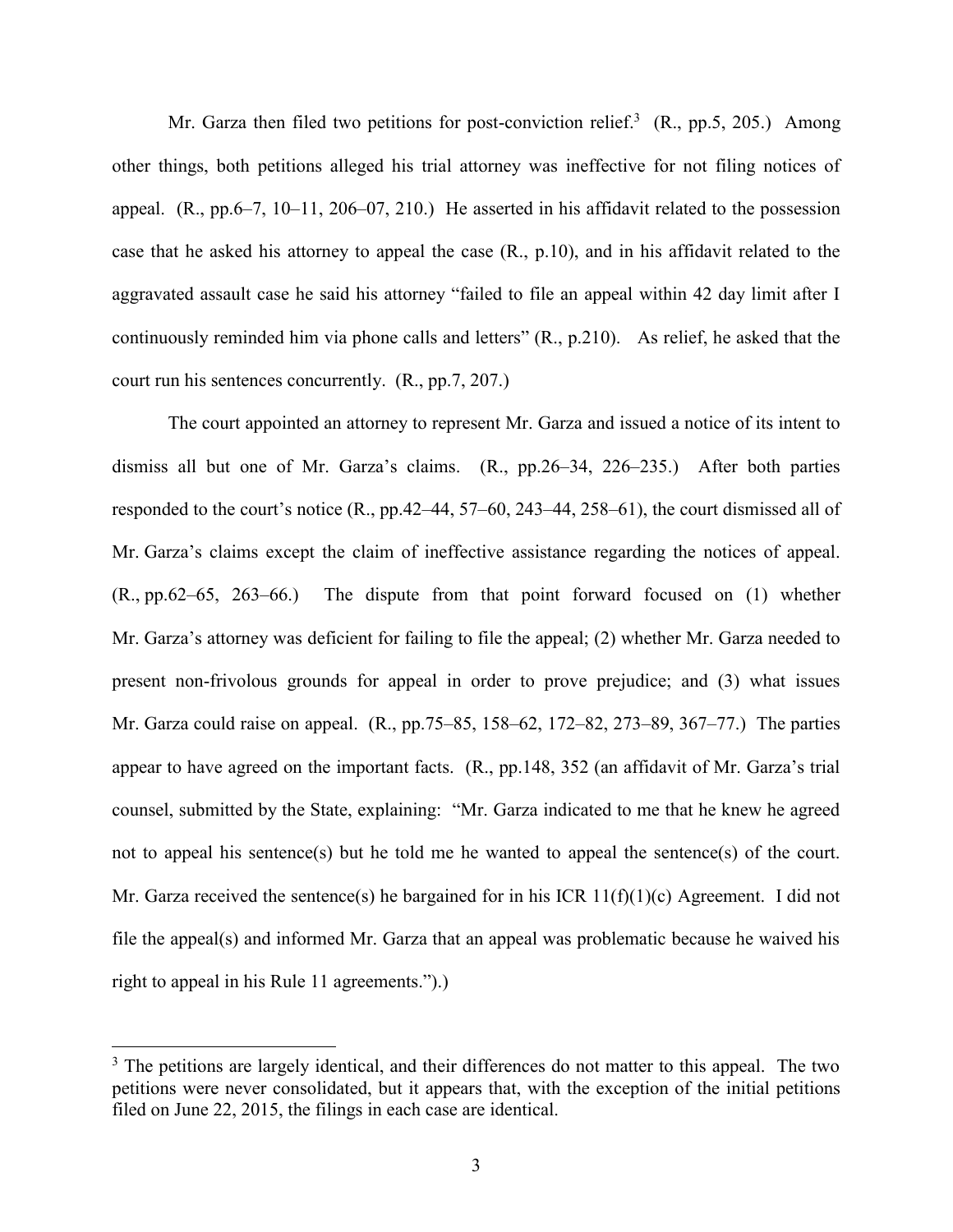Mr. Garza then filed two petitions for post-conviction relief.[3] (R., pp.5, 205.) Among other things, both petitions alleged his trial attorney was ineffective for not filing notices of appeal. (R., pp.6–7, 10–11, 206–07, 210.) He asserted in his affidavit related to the possession case that he asked his attorney to appeal the case (R., p.10), and in his affidavit related to the aggravated assault case he said his attorney "failed to file an appeal within 42 day limit after I continuously reminded him via phone calls and letters" (R., p.210). As relief, he asked that the court run his sentences concurrently. (R., pp.7, 207.)

The court appointed an attorney to represent Mr. Garza and issued a notice of its intent to dismiss all but one of Mr. Garza's claims. (R., pp.26–34, 226–235.) After both parties responded to the court's notice (R., pp.42–44, 57–60, 243–44, 258–61), the court dismissed all of Mr. Garza's claims except the claim of ineffective assistance regarding the notices of appeal. (R., pp.62–65, 263–66.) The dispute from that point forward focused on (1) whether Mr. Garza's attorney was deficient for failing to file the appeal; (2) whether Mr. Garza needed to present non-frivolous grounds for appeal in order to prove prejudice; and (3) what issues Mr. Garza could raise on appeal. (R., pp.75–85, 158–62, 172–82, 273–89, 367–77.) The parties appear to have agreed on the important facts. (R., pp.148, 352 (an affidavit of Mr. Garza's trial counsel, submitted by the State, explaining: "Mr. Garza indicated to me that he knew he agreed not to appeal his sentence(s) but he told me he wanted to appeal the sentence(s) of the court. Mr. Garza received the sentence(s) he bargained for in his ICR 11(f)(1)(c) Agreement. I did not file the appeal(s) and informed Mr. Garza that an appeal was problematic because he waived his right to appeal in his Rule 11 agreements.").)

---

[3] The petitions are largely identical, and their differences do not matter to this appeal. The two petitions were never consolidated, but it appears that, with the exception of the initial petitions filed on June 22, 2015, the filings in each case are identical.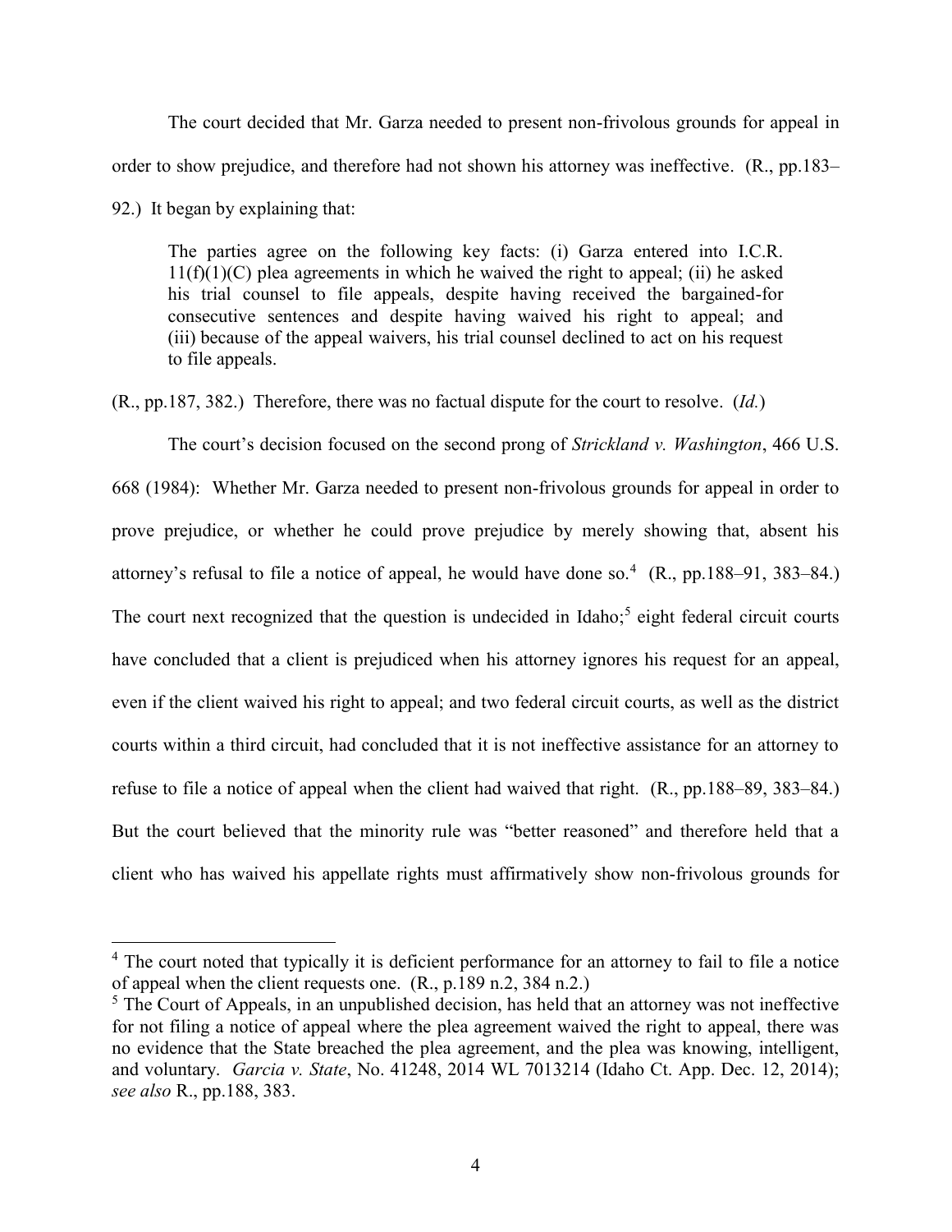The court decided that Mr. Garza needed to present non-frivolous grounds for appeal in order to show prejudice, and therefore had not shown his attorney was ineffective. (R., pp.183–92.) It began by explaining that:

> The parties agree on the following key facts: (i) Garza entered into I.C.R. 11(f)(1)(C) plea agreements in which he waived the right to appeal; (ii) he asked his trial counsel to file appeals, despite having received the bargained-for consecutive sentences and despite having waived his right to appeal; and (iii) because of the appeal waivers, his trial counsel declined to act on his request to file appeals.

(R., pp.187, 382.) Therefore, there was no factual dispute for the court to resolve. (*Id.*)

The court's decision focused on the second prong of *Strickland v. Washington*, 466 U.S. 668 (1984): Whether Mr. Garza needed to present non-frivolous grounds for appeal in order to prove prejudice, or whether he could prove prejudice by merely showing that, absent his attorney's refusal to file a notice of appeal, he would have done so.[4] (R., pp.188–91, 383–84.) The court next recognized that the question is undecided in Idaho;[5] eight federal circuit courts have concluded that a client is prejudiced when his attorney ignores his request for an appeal, even if the client waived his right to appeal; and two federal circuit courts, as well as the district courts within a third circuit, had concluded that it is not ineffective assistance for an attorney to refuse to file a notice of appeal when the client had waived that right. (R., pp.188–89, 383–84.) But the court believed that the minority rule was "better reasoned" and therefore held that a client who has waived his appellate rights must affirmatively show non-frivolous grounds for

[4] The court noted that typically it is deficient performance for an attorney to fail to file a notice of appeal when the client requests one. (R., p.189 n.2, 384 n.2.)

[5] The Court of Appeals, in an unpublished decision, has held that an attorney was not ineffective for not filing a notice of appeal where the plea agreement waived the right to appeal, there was no evidence that the State breached the plea agreement, and the plea was knowing, intelligent, and voluntary. *Garcia v. State*, No. 41248, 2014 WL 7013214 (Idaho Ct. App. Dec. 12, 2014); *see also* R., pp.188, 383.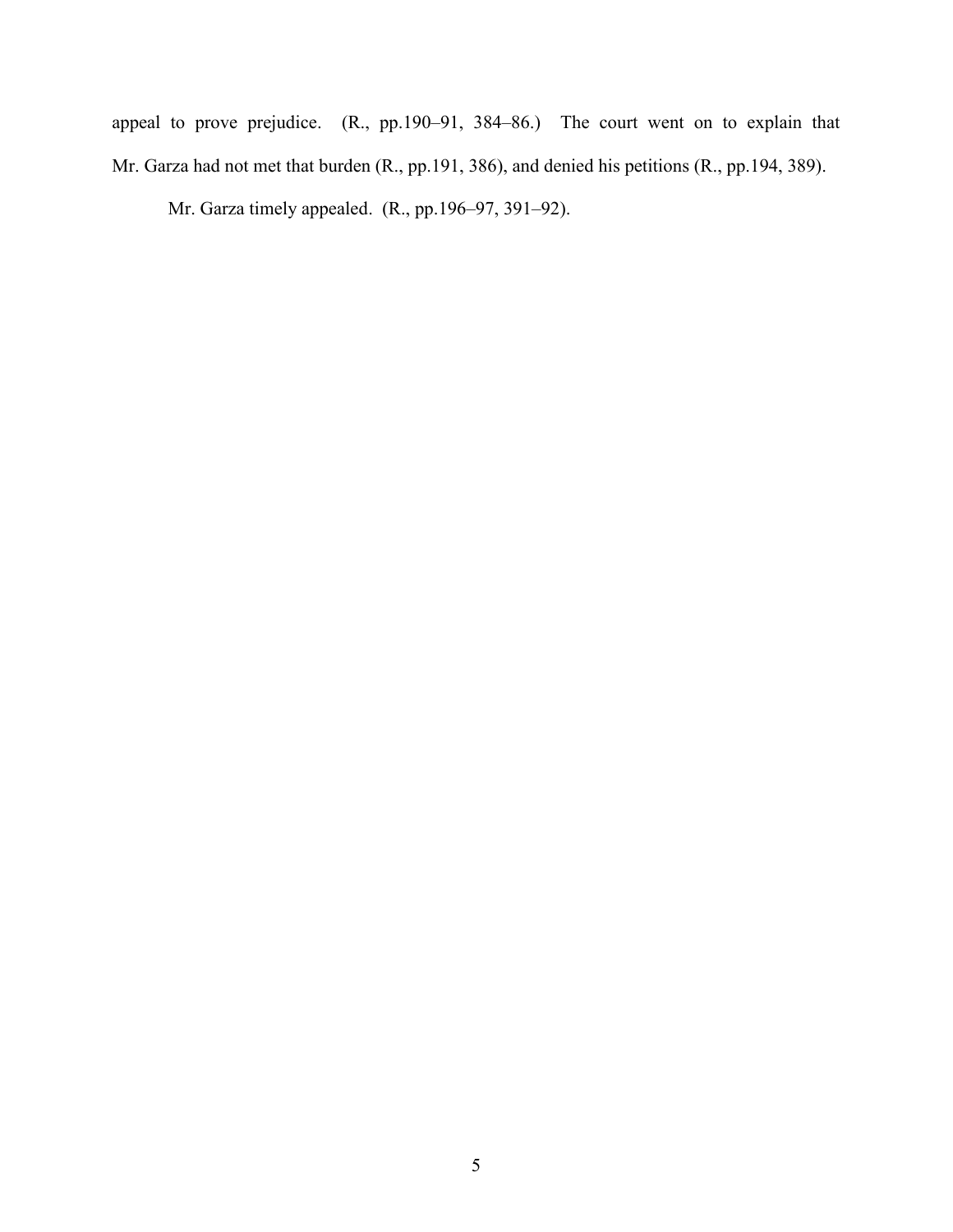appeal to prove prejudice. (R., pp.190–91, 384–86.) The court went on to explain that Mr. Garza had not met that burden (R., pp.191, 386), and denied his petitions (R., pp.194, 389).

Mr. Garza timely appealed. (R., pp.196–97, 391–92).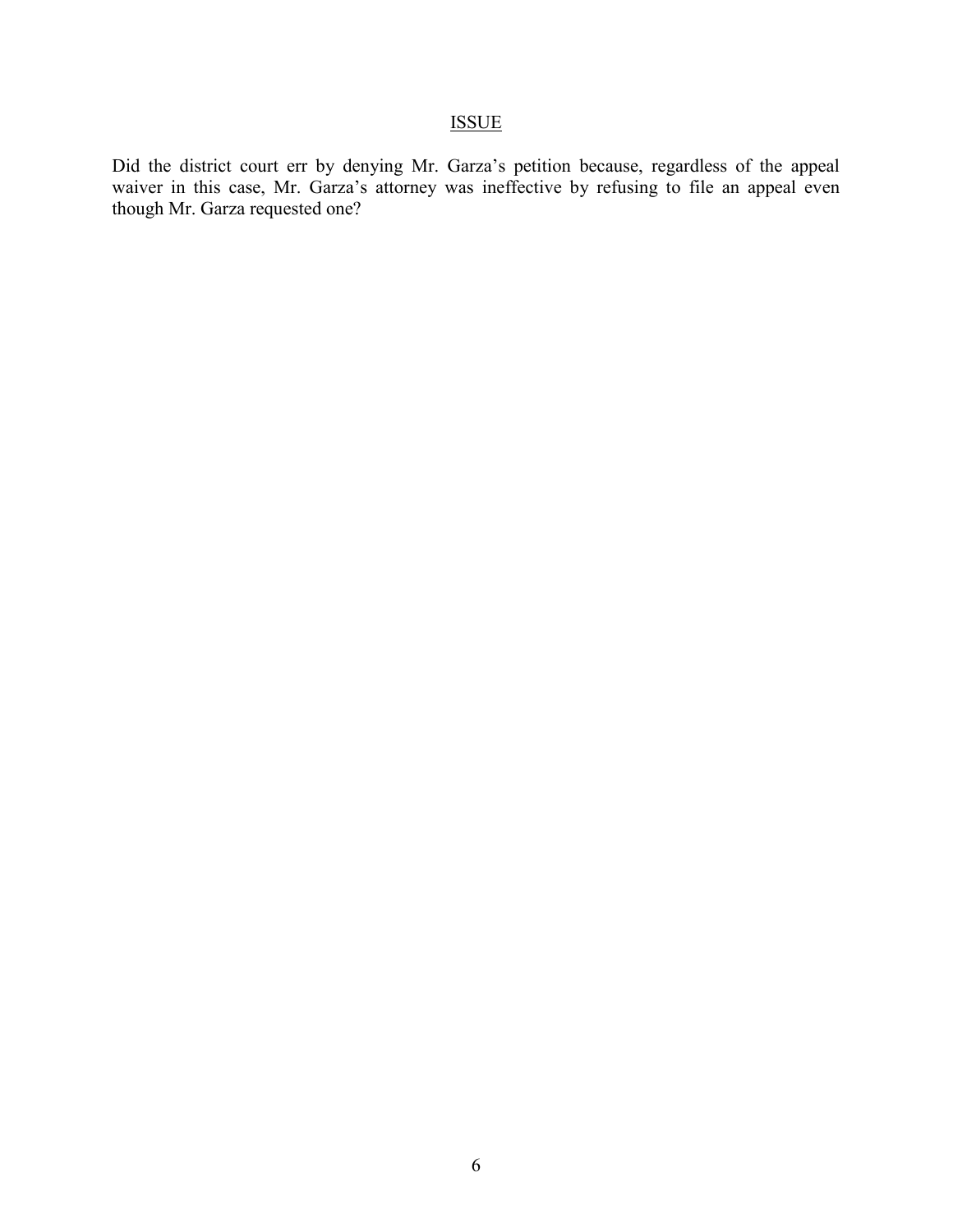## ISSUE

Did the district court err by denying Mr. Garza's petition because, regardless of the appeal waiver in this case, Mr. Garza's attorney was ineffective by refusing to file an appeal even though Mr. Garza requested one?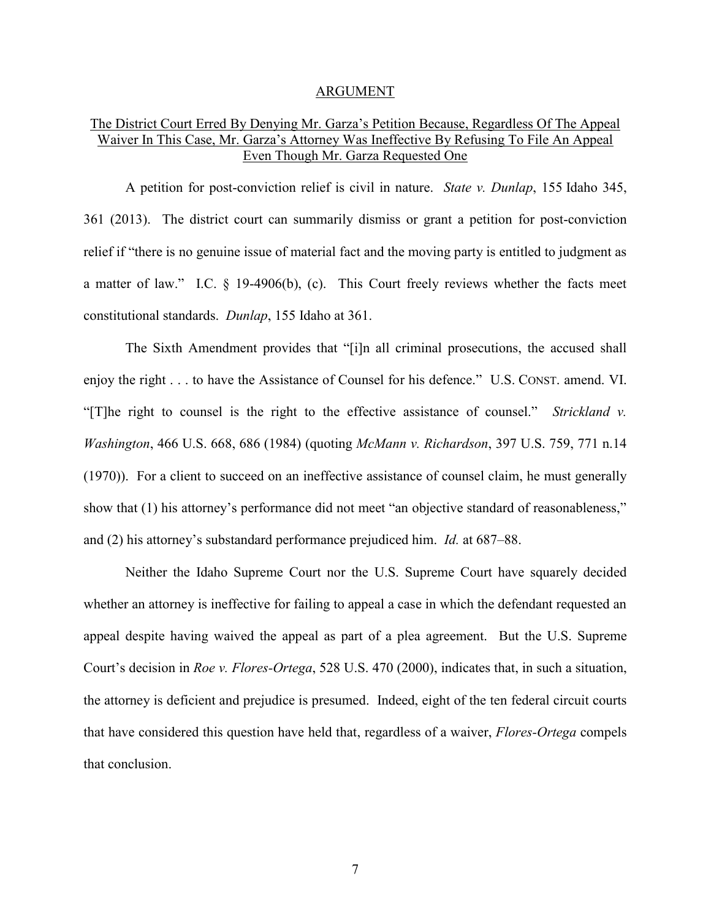## ARGUMENT

### The District Court Erred By Denying Mr. Garza's Petition Because, Regardless Of The Appeal Waiver In This Case, Mr. Garza's Attorney Was Ineffective By Refusing To File An Appeal Even Though Mr. Garza Requested One

A petition for post-conviction relief is civil in nature. *State v. Dunlap*, 155 Idaho 345, 361 (2013). The district court can summarily dismiss or grant a petition for post-conviction relief if "there is no genuine issue of material fact and the moving party is entitled to judgment as a matter of law." I.C. § 19-4906(b), (c). This Court freely reviews whether the facts meet constitutional standards. *Dunlap*, 155 Idaho at 361.

The Sixth Amendment provides that "[i]n all criminal prosecutions, the accused shall enjoy the right . . . to have the Assistance of Counsel for his defence." U.S. CONST. amend. VI. "[T]he right to counsel is the right to the effective assistance of counsel." *Strickland v. Washington*, 466 U.S. 668, 686 (1984) (quoting *McMann v. Richardson*, 397 U.S. 759, 771 n.14 (1970)). For a client to succeed on an ineffective assistance of counsel claim, he must generally show that (1) his attorney's performance did not meet "an objective standard of reasonableness," and (2) his attorney's substandard performance prejudiced him. *Id.* at 687–88.

Neither the Idaho Supreme Court nor the U.S. Supreme Court have squarely decided whether an attorney is ineffective for failing to appeal a case in which the defendant requested an appeal despite having waived the appeal as part of a plea agreement. But the U.S. Supreme Court's decision in *Roe v. Flores-Ortega*, 528 U.S. 470 (2000), indicates that, in such a situation, the attorney is deficient and prejudice is presumed. Indeed, eight of the ten federal circuit courts that have considered this question have held that, regardless of a waiver, *Flores-Ortega* compels that conclusion.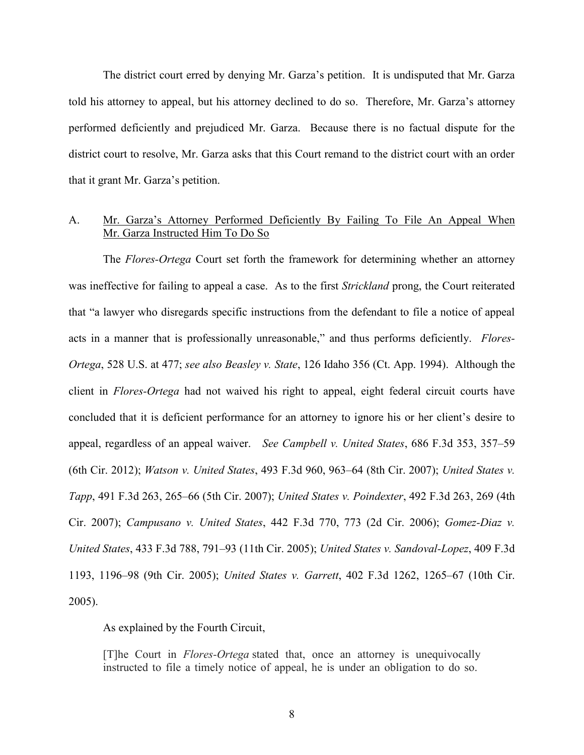The district court erred by denying Mr. Garza's petition. It is undisputed that Mr. Garza told his attorney to appeal, but his attorney declined to do so. Therefore, Mr. Garza's attorney performed deficiently and prejudiced Mr. Garza. Because there is no factual dispute for the district court to resolve, Mr. Garza asks that this Court remand to the district court with an order that it grant Mr. Garza's petition.

### A. <u>Mr. Garza's Attorney Performed Deficiently By Failing To File An Appeal When Mr. Garza Instructed Him To Do So</u>

The *Flores-Ortega* Court set forth the framework for determining whether an attorney was ineffective for failing to appeal a case. As to the first *Strickland* prong, the Court reiterated that "a lawyer who disregards specific instructions from the defendant to file a notice of appeal acts in a manner that is professionally unreasonable," and thus performs deficiently. *Flores-Ortega*, 528 U.S. at 477; *see also Beasley v. State*, 126 Idaho 356 (Ct. App. 1994). Although the client in *Flores-Ortega* had not waived his right to appeal, eight federal circuit courts have concluded that it is deficient performance for an attorney to ignore his or her client's desire to appeal, regardless of an appeal waiver. *See Campbell v. United States*, 686 F.3d 353, 357–59 (6th Cir. 2012); *Watson v. United States*, 493 F.3d 960, 963–64 (8th Cir. 2007); *United States v. Tapp*, 491 F.3d 263, 265–66 (5th Cir. 2007); *United States v. Poindexter*, 492 F.3d 263, 269 (4th Cir. 2007); *Campusano v. United States*, 442 F.3d 770, 773 (2d Cir. 2006); *Gomez-Diaz v. United States*, 433 F.3d 788, 791–93 (11th Cir. 2005); *United States v. Sandoval-Lopez*, 409 F.3d 1193, 1196–98 (9th Cir. 2005); *United States v. Garrett*, 402 F.3d 1262, 1265–67 (10th Cir. 2005).

As explained by the Fourth Circuit,

> [T]he Court in *Flores-Ortega* stated that, once an attorney is unequivocally instructed to file a timely notice of appeal, he is under an obligation to do so.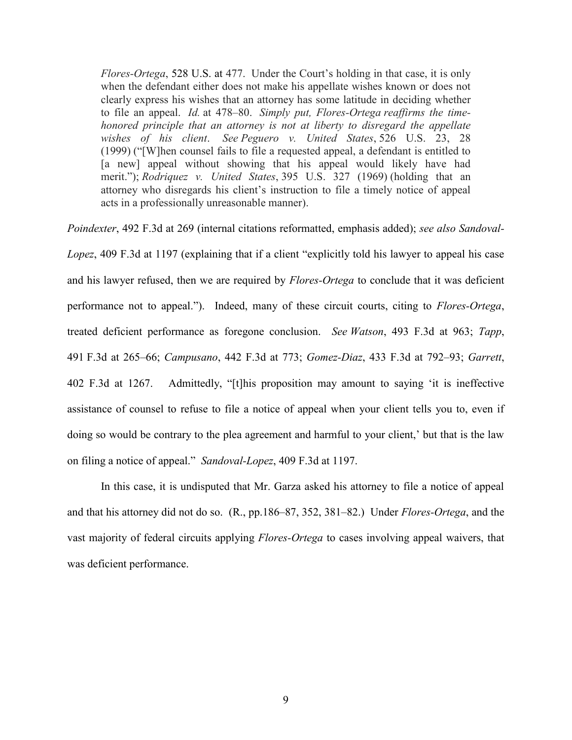> *Flores-Ortega*, 528 U.S. at 477. Under the Court's holding in that case, it is only when the defendant either does not make his appellate wishes known or does not clearly express his wishes that an attorney has some latitude in deciding whether to file an appeal. *Id.* at 478–80. *Simply put, Flores-Ortega reaffirms the time-honored principle that an attorney is not at liberty to disregard the appellate wishes of his client*. *See Peguero v. United States*, 526 U.S. 23, 28 (1999) ("[W]hen counsel fails to file a requested appeal, a defendant is entitled to [a new] appeal without showing that his appeal would likely have had merit."); *Rodriquez v. United States*, 395 U.S. 327 (1969) (holding that an attorney who disregards his client's instruction to file a timely notice of appeal acts in a professionally unreasonable manner).

*Poindexter*, 492 F.3d at 269 (internal citations reformatted, emphasis added); *see also Sandoval-Lopez*, 409 F.3d at 1197 (explaining that if a client "explicitly told his lawyer to appeal his case and his lawyer refused, then we are required by *Flores-Ortega* to conclude that it was deficient performance not to appeal."). Indeed, many of these circuit courts, citing to *Flores-Ortega*, treated deficient performance as foregone conclusion. *See Watson*, 493 F.3d at 963; *Tapp*, 491 F.3d at 265–66; *Campusano*, 442 F.3d at 773; *Gomez-Diaz*, 433 F.3d at 792–93; *Garrett*, 402 F.3d at 1267. Admittedly, "[t]his proposition may amount to saying 'it is ineffective assistance of counsel to refuse to file a notice of appeal when your client tells you to, even if doing so would be contrary to the plea agreement and harmful to your client,' but that is the law on filing a notice of appeal." *Sandoval-Lopez*, 409 F.3d at 1197.

In this case, it is undisputed that Mr. Garza asked his attorney to file a notice of appeal and that his attorney did not do so. (R., pp.186–87, 352, 381–82.) Under *Flores-Ortega*, and the vast majority of federal circuits applying *Flores-Ortega* to cases involving appeal waivers, that was deficient performance.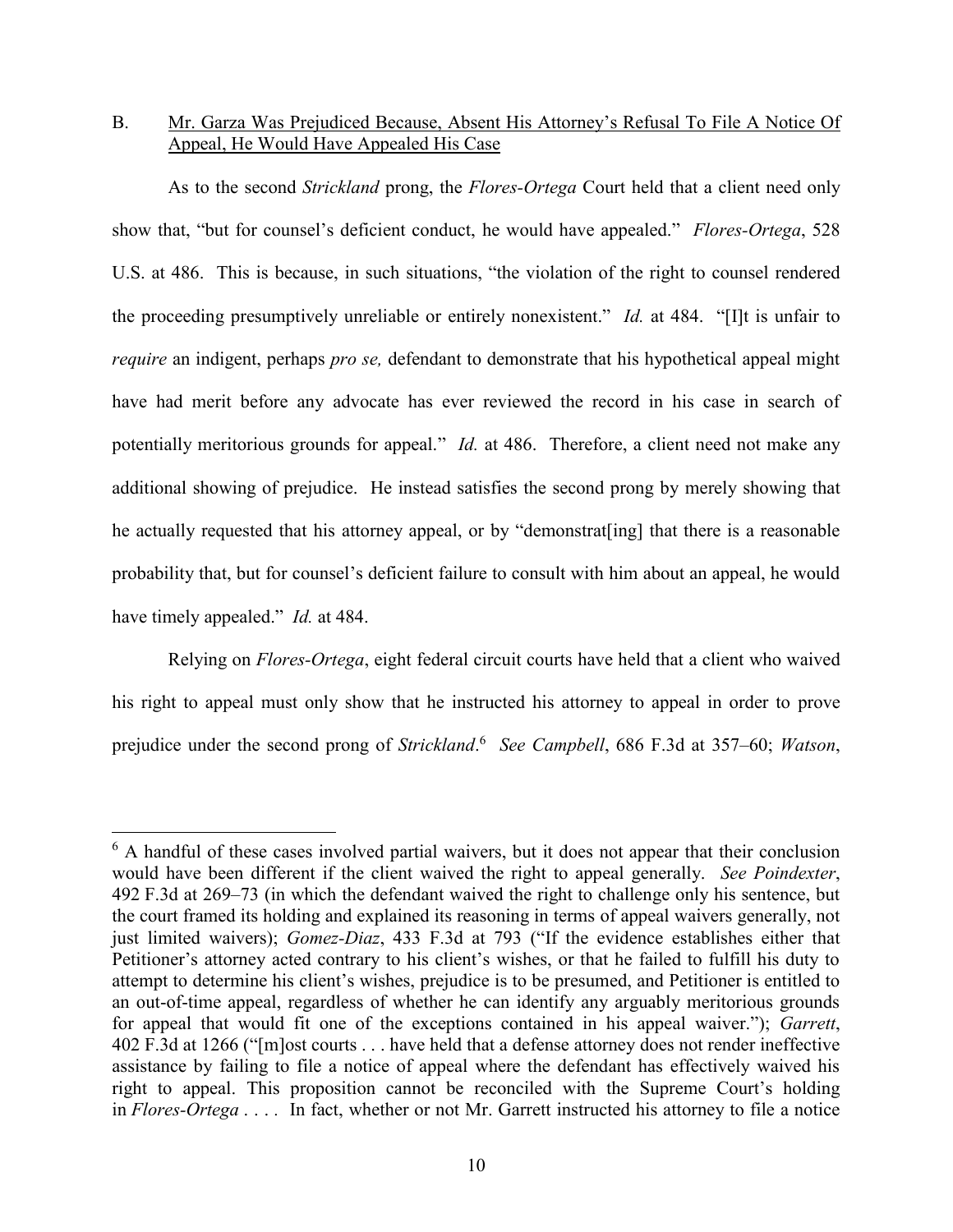B. Mr. Garza Was Prejudiced Because, Absent His Attorney's Refusal To File A Notice Of Appeal, He Would Have Appealed His Case

As to the second *Strickland* prong, the *Flores-Ortega* Court held that a client need only show that, "but for counsel's deficient conduct, he would have appealed." *Flores-Ortega*, 528 U.S. at 486. This is because, in such situations, "the violation of the right to counsel rendered the proceeding presumptively unreliable or entirely nonexistent." *Id.* at 484. "[I]t is unfair to *require* an indigent, perhaps *pro se,* defendant to demonstrate that his hypothetical appeal might have had merit before any advocate has ever reviewed the record in his case in search of potentially meritorious grounds for appeal." *Id.* at 486. Therefore, a client need not make any additional showing of prejudice. He instead satisfies the second prong by merely showing that he actually requested that his attorney appeal, or by "demonstrat[ing] that there is a reasonable probability that, but for counsel's deficient failure to consult with him about an appeal, he would have timely appealed." *Id.* at 484.

Relying on *Flores-Ortega*, eight federal circuit courts have held that a client who waived his right to appeal must only show that he instructed his attorney to appeal in order to prove prejudice under the second prong of *Strickland*.[6] *See Campbell*, 686 F.3d at 357–60; *Watson*,

[6] A handful of these cases involved partial waivers, but it does not appear that their conclusion would have been different if the client waived the right to appeal generally. *See Poindexter*, 492 F.3d at 269–73 (in which the defendant waived the right to challenge only his sentence, but the court framed its holding and explained its reasoning in terms of appeal waivers generally, not just limited waivers); *Gomez-Diaz*, 433 F.3d at 793 ("If the evidence establishes either that Petitioner's attorney acted contrary to his client's wishes, or that he failed to fulfill his duty to attempt to determine his client's wishes, prejudice is to be presumed, and Petitioner is entitled to an out-of-time appeal, regardless of whether he can identify any arguably meritorious grounds for appeal that would fit one of the exceptions contained in his appeal waiver."); *Garrett*, 402 F.3d at 1266 ("[m]ost courts . . . have held that a defense attorney does not render ineffective assistance by failing to file a notice of appeal where the defendant has effectively waived his right to appeal. This proposition cannot be reconciled with the Supreme Court's holding in *Flores-Ortega* . . . . In fact, whether or not Mr. Garrett instructed his attorney to file a notice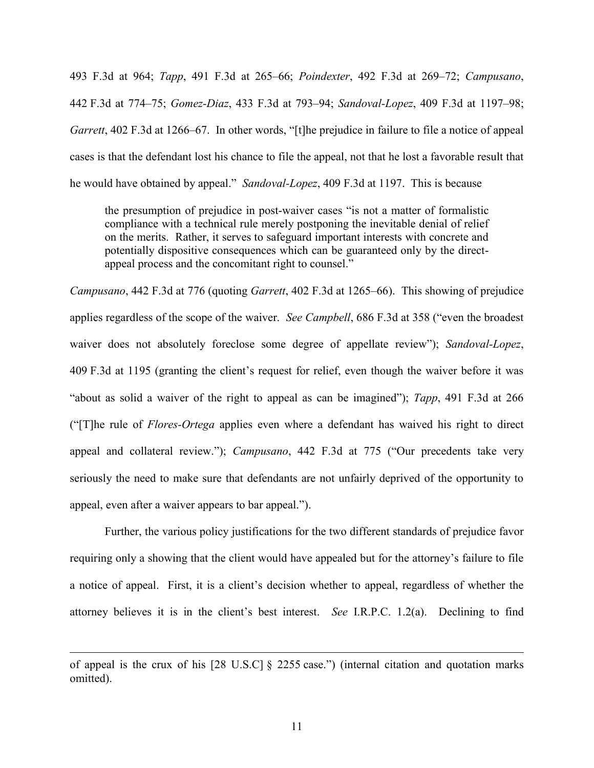493 F.3d at 964; *Tapp*, 491 F.3d at 265–66; *Poindexter*, 492 F.3d at 269–72; *Campusano*, 442 F.3d at 774–75; *Gomez-Diaz*, 433 F.3d at 793–94; *Sandoval-Lopez*, 409 F.3d at 1197–98; *Garrett*, 402 F.3d at 1266–67. In other words, "[t]he prejudice in failure to file a notice of appeal cases is that the defendant lost his chance to file the appeal, not that he lost a favorable result that he would have obtained by appeal." *Sandoval-Lopez*, 409 F.3d at 1197. This is because

> the presumption of prejudice in post-waiver cases "is not a matter of formalistic compliance with a technical rule merely postponing the inevitable denial of relief on the merits. Rather, it serves to safeguard important interests with concrete and potentially dispositive consequences which can be guaranteed only by the direct-appeal process and the concomitant right to counsel."

*Campusano*, 442 F.3d at 776 (quoting *Garrett*, 402 F.3d at 1265–66). This showing of prejudice applies regardless of the scope of the waiver. *See Campbell*, 686 F.3d at 358 ("even the broadest waiver does not absolutely foreclose some degree of appellate review"); *Sandoval-Lopez*, 409 F.3d at 1195 (granting the client's request for relief, even though the waiver before it was "about as solid a waiver of the right to appeal as can be imagined"); *Tapp*, 491 F.3d at 266 ("[T]he rule of *Flores-Ortega* applies even where a defendant has waived his right to direct appeal and collateral review."); *Campusano*, 442 F.3d at 775 ("Our precedents take very seriously the need to make sure that defendants are not unfairly deprived of the opportunity to appeal, even after a waiver appears to bar appeal.").

Further, the various policy justifications for the two different standards of prejudice favor requiring only a showing that the client would have appealed but for the attorney's failure to file a notice of appeal. First, it is a client's decision whether to appeal, regardless of whether the attorney believes it is in the client's best interest. *See* I.R.P.C. 1.2(a). Declining to find

---

of appeal is the crux of his [28 U.S.C] § 2255 case.") (internal citation and quotation marks omitted).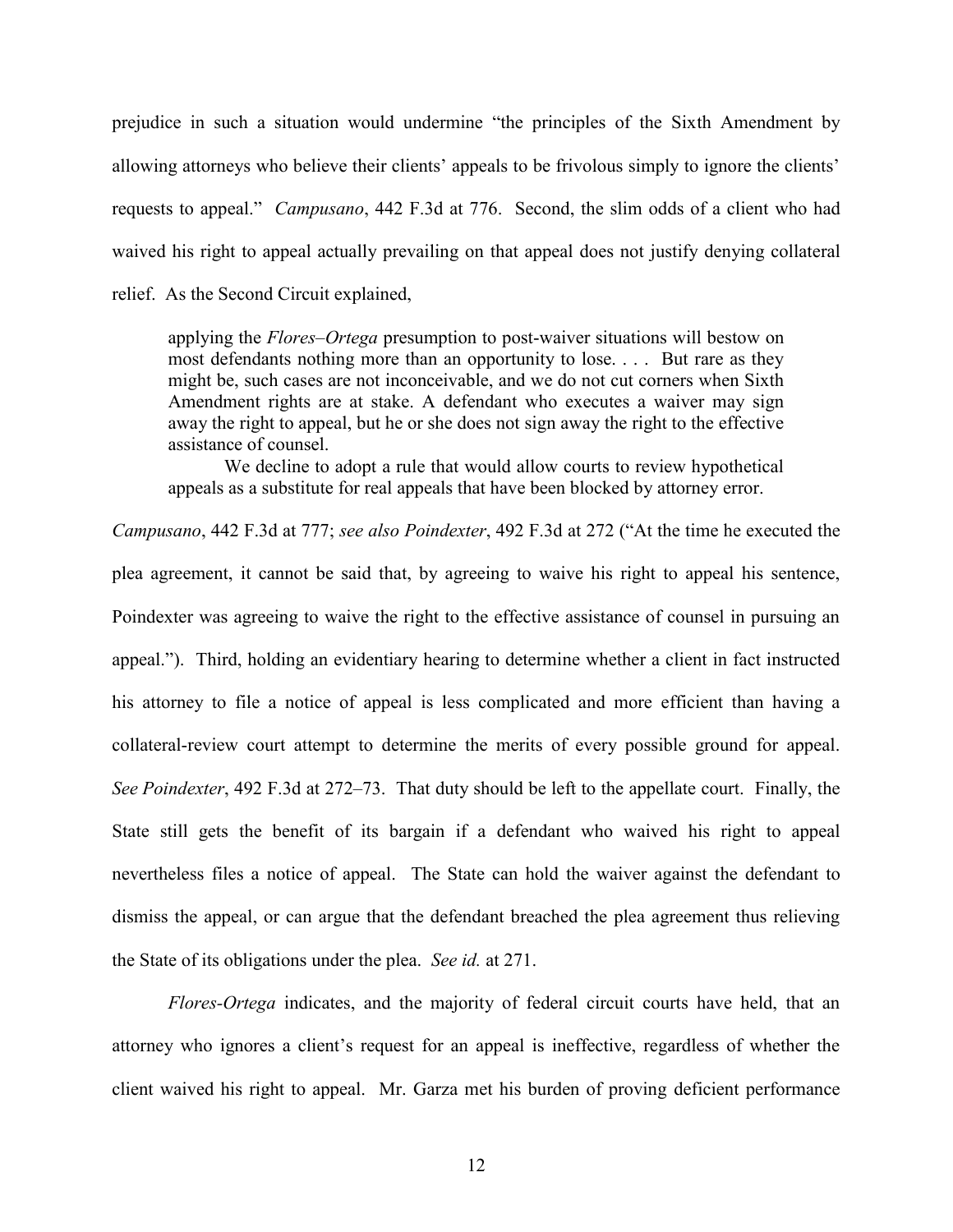prejudice in such a situation would undermine "the principles of the Sixth Amendment by allowing attorneys who believe their clients' appeals to be frivolous simply to ignore the clients' requests to appeal." *Campusano*, 442 F.3d at 776. Second, the slim odds of a client who had waived his right to appeal actually prevailing on that appeal does not justify denying collateral relief. As the Second Circuit explained,

> applying the *Flores–Ortega* presumption to post-waiver situations will bestow on most defendants nothing more than an opportunity to lose. . . . But rare as they might be, such cases are not inconceivable, and we do not cut corners when Sixth Amendment rights are at stake. A defendant who executes a waiver may sign away the right to appeal, but he or she does not sign away the right to the effective assistance of counsel.
>
> We decline to adopt a rule that would allow courts to review hypothetical appeals as a substitute for real appeals that have been blocked by attorney error.

*Campusano*, 442 F.3d at 777; *see also Poindexter*, 492 F.3d at 272 ("At the time he executed the plea agreement, it cannot be said that, by agreeing to waive his right to appeal his sentence, Poindexter was agreeing to waive the right to the effective assistance of counsel in pursuing an appeal."). Third, holding an evidentiary hearing to determine whether a client in fact instructed his attorney to file a notice of appeal is less complicated and more efficient than having a collateral-review court attempt to determine the merits of every possible ground for appeal. *See Poindexter*, 492 F.3d at 272–73. That duty should be left to the appellate court. Finally, the State still gets the benefit of its bargain if a defendant who waived his right to appeal nevertheless files a notice of appeal. The State can hold the waiver against the defendant to dismiss the appeal, or can argue that the defendant breached the plea agreement thus relieving the State of its obligations under the plea. *See id.* at 271.

*Flores-Ortega* indicates, and the majority of federal circuit courts have held, that an attorney who ignores a client's request for an appeal is ineffective, regardless of whether the client waived his right to appeal. Mr. Garza met his burden of proving deficient performance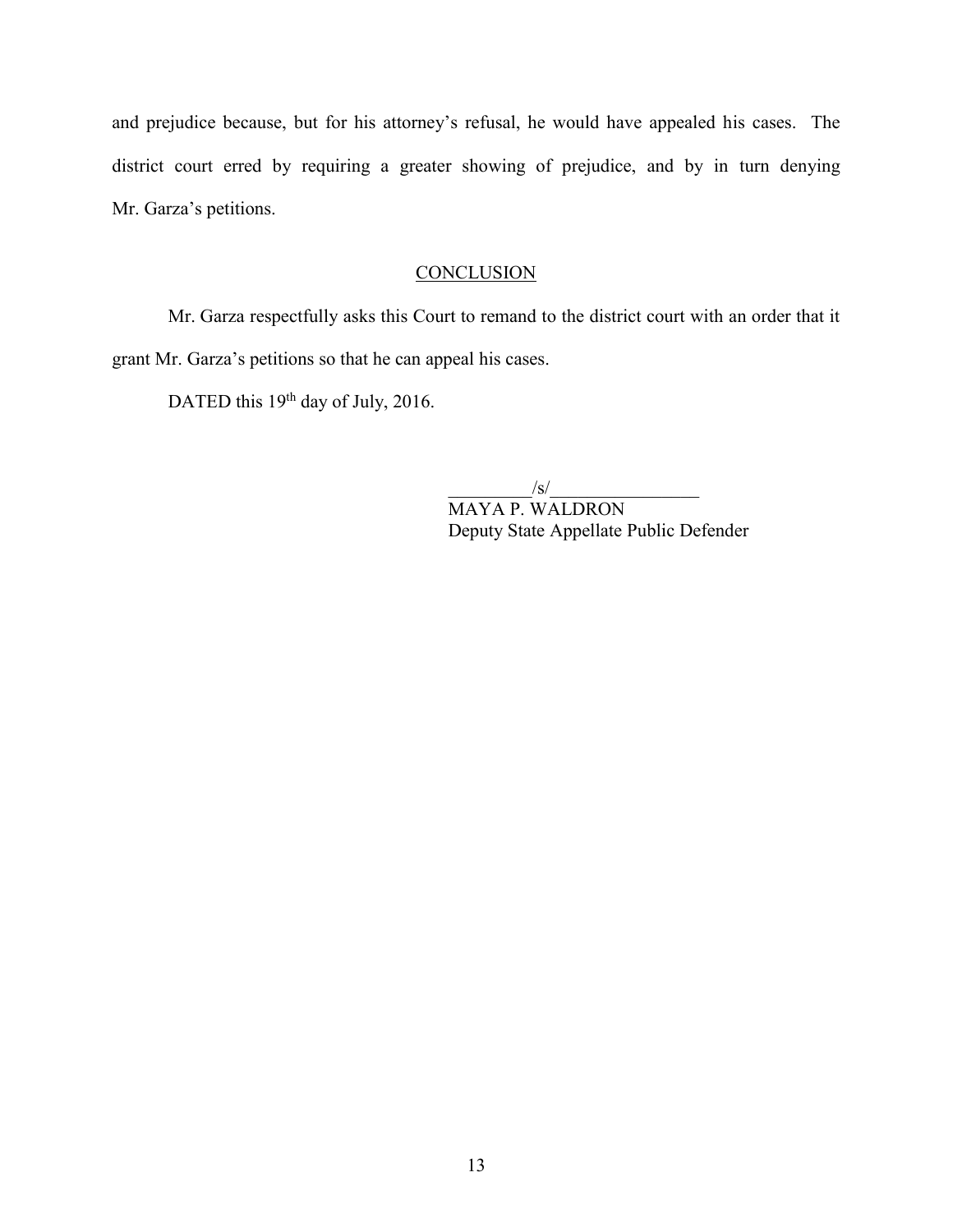and prejudice because, but for his attorney's refusal, he would have appealed his cases. The district court erred by requiring a greater showing of prejudice, and by in turn denying Mr. Garza's petitions.

## CONCLUSION

Mr. Garza respectfully asks this Court to remand to the district court with an order that it grant Mr. Garza's petitions so that he can appeal his cases.

DATED this 19th day of July, 2016.

/s/
MAYA P. WALDRON
Deputy State Appellate Public Defender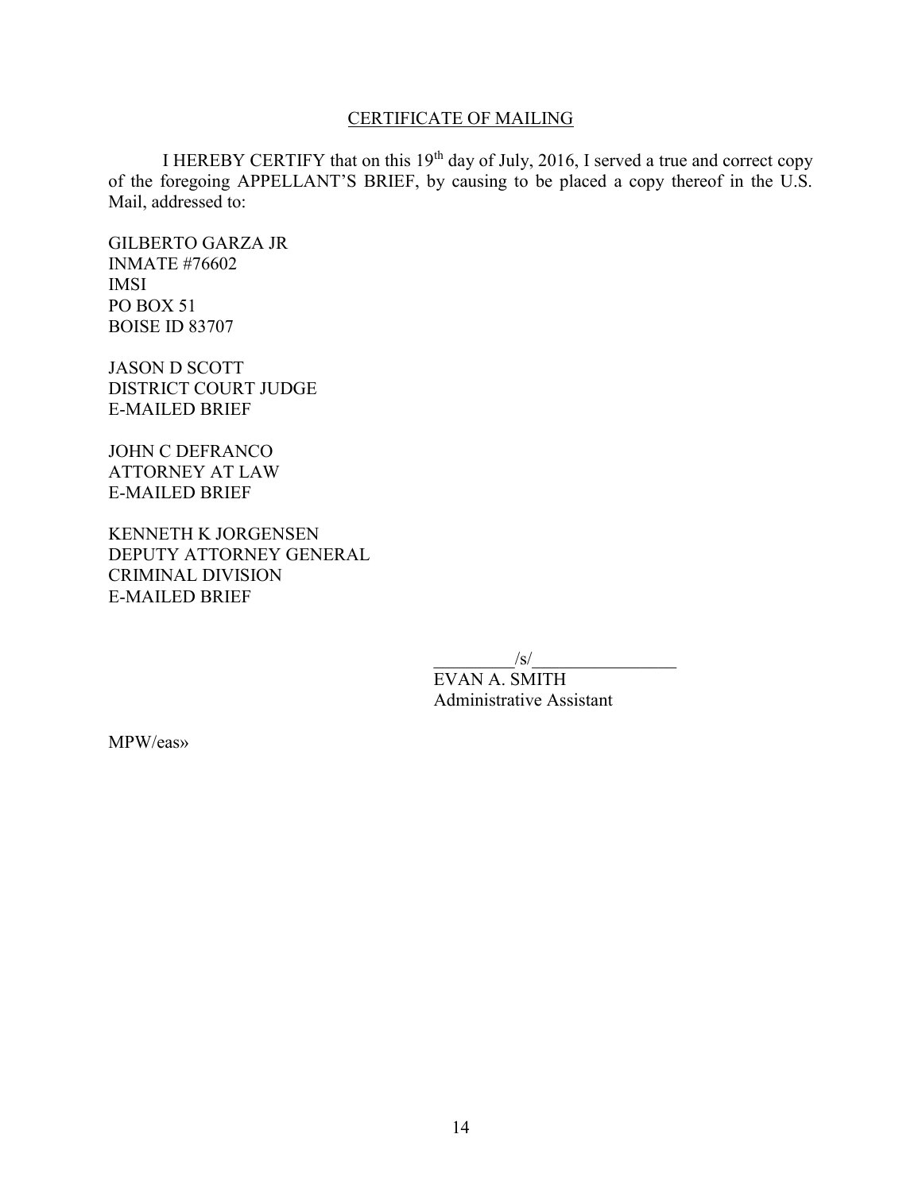## CERTIFICATE OF MAILING

I HEREBY CERTIFY that on this 19th day of July, 2016, I served a true and correct copy of the foregoing APPELLANT'S BRIEF, by causing to be placed a copy thereof in the U.S. Mail, addressed to:

GILBERTO GARZA JR
INMATE #76602
IMSI
PO BOX 51
BOISE ID 83707

JASON D SCOTT
DISTRICT COURT JUDGE
E-MAILED BRIEF

JOHN C DEFRANCO
ATTORNEY AT LAW
E-MAILED BRIEF

KENNETH K JORGENSEN
DEPUTY ATTORNEY GENERAL
CRIMINAL DIVISION
E-MAILED BRIEF

/s/
EVAN A. SMITH
Administrative Assistant

MPW/eas»